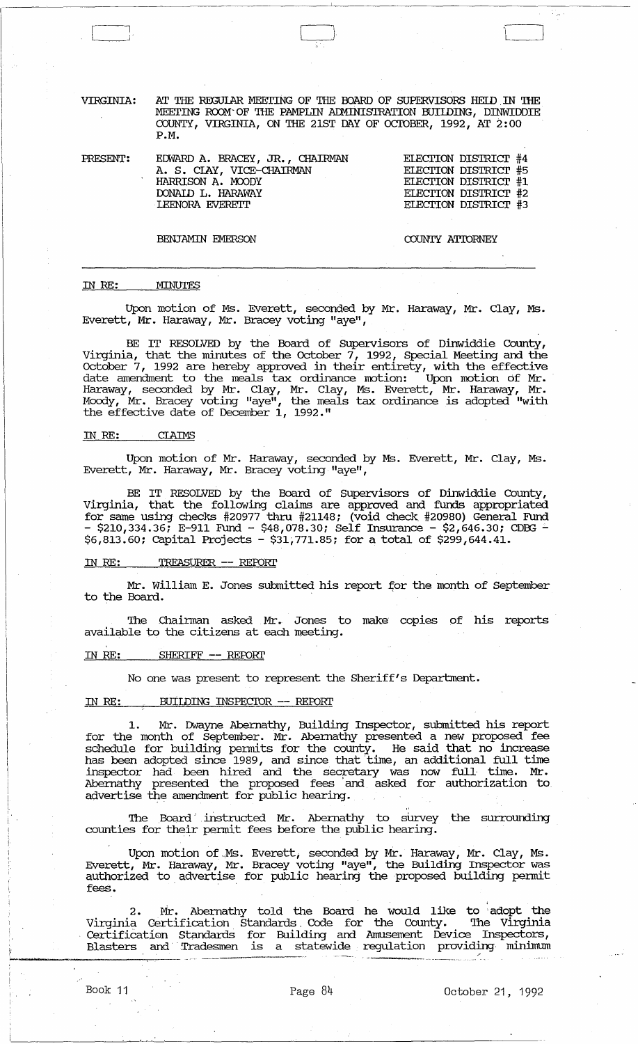VIRGINIA: AT THE REGULAR MEETING OF THE BOARD OF SUPERVISORS HELD IN THE MEETING ROOM OF THE PAMPLIN ADMINISTRATION BUILDING, DINWIDDIE COUNTY, VIRGINIA, ON THE 21ST DAY OF OCTOBER, 1992, AT 2:00 P.M.

| PRESENT: | | |
|---|---|---|
| | EDWARD A. BRACEY, JR., CHAIRMAN | ELECTION DISTRICT #4 |
| | A. S. CLAY, VICE-CHAIRMAN | ELECTION DISTRICT #5 |
| | HARRISON A. MOODY | ELECTION DISTRICT #1 |
| | DONALD L. HARAWAY | ELECTION DISTRICT #2 |
| | LEENORA EVERETT | ELECTION DISTRICT #3 |
| | BENJAMIN EMERSON | COUNTY ATTORNEY |

---

IN RE: MINUTES

Upon motion of Ms. Everett, seconded by Mr. Haraway, Mr. Clay, Ms. Everett, Mr. Haraway, Mr. Bracey voting "aye",

BE IT RESOLVED by the Board of Supervisors of Dinwiddie County, Virginia, that the minutes of the October 7, 1992, Special Meeting and the October 7, 1992 are hereby approved in their entirety, with the effective date amendment to the meals tax ordinance motion: Upon motion of Mr. Haraway, seconded by Mr. Clay, Mr. Clay, Ms. Everett, Mr. Haraway, Mr. Moody, Mr. Bracey voting "aye", the meals tax ordinance is adopted "with the effective date of December 1, 1992."

IN RE: CLAIMS

Upon motion of Mr. Haraway, seconded by Ms. Everett, Mr. Clay, Ms. Everett, Mr. Haraway, Mr. Bracey voting "aye",

BE IT RESOLVED by the Board of Supervisors of Dinwiddie County, Virginia, that the following claims are approved and funds appropriated for same using checks #20977 thru #21148; (void check #20980) General Fund - $210,334.36; E-911 Fund - $48,078.30; Self Insurance - $2,646.30; CDBG - $6,813.60; Capital Projects - $31,771.85; for a total of $299,644.41.

IN RE: TREASURER -- REPORT

Mr. William E. Jones submitted his report for the month of September to the Board.

The Chairman asked Mr. Jones to make copies of his reports available to the citizens at each meeting.

IN RE: SHERIFF -- REPORT

No one was present to represent the Sheriff's Department.

IN RE: BUILDING INSPECTOR -- REPORT

1. Mr. Dwayne Abernathy, Building Inspector, submitted his report for the month of September. Mr. Abernathy presented a new proposed fee schedule for building permits for the county. He said that no increase has been adopted since 1989, and since that time, an additional full time inspector had been hired and the secretary was now full time. Mr. Abernathy presented the proposed fees and asked for authorization to advertise the amendment for public hearing.

The Board instructed Mr. Abernathy to survey the surrounding counties for their permit fees before the public hearing.

Upon motion of Ms. Everett, seconded by Mr. Haraway, Mr. Clay, Ms. Everett, Mr. Haraway, Mr. Bracey voting "aye", the Building Inspector was authorized to advertise for public hearing the proposed building permit fees.

2. Mr. Abernathy told the Board he would like to adopt the Virginia Certification Standards Code for the County. The Virginia Certification Standards for Building and Amusement Device Inspectors, Blasters and Tradesmen is a statewide regulation providing minimum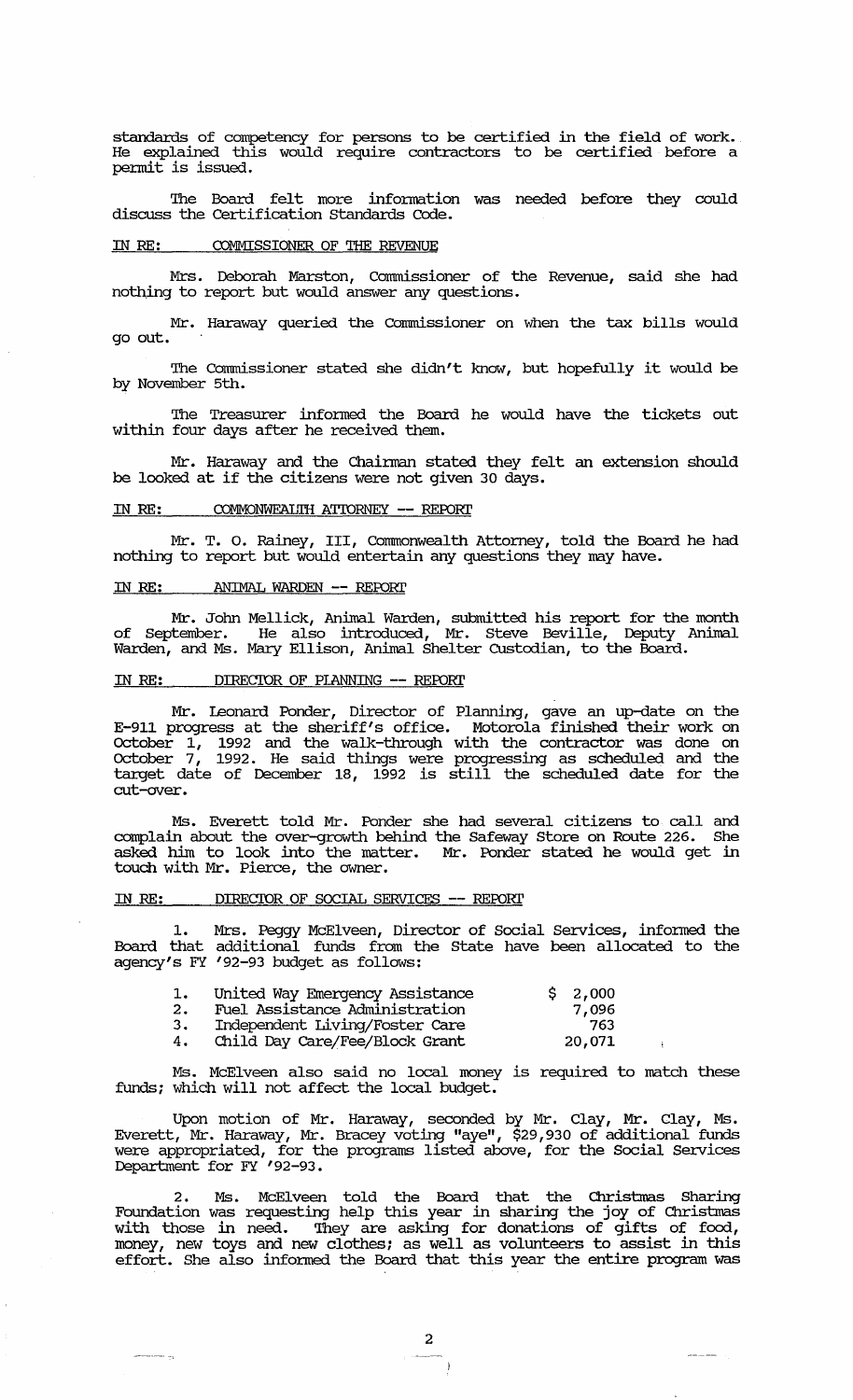standards of competency for persons to be certified in the field of work. He explained this would require contractors to be certified before a permit is issued.

The Board felt more information was needed before they could discuss the Certification Standards Code.

IN RE: COMMISSIONER OF THE REVENUE

Mrs. Deborah Marston, Commissioner of the Revenue, said she had nothing to report but would answer any questions.

Mr. Haraway queried the Commissioner on when the tax bills would go out.

The Commissioner stated she didn't know, but hopefully it would be by November 5th.

The Treasurer informed the Board he would have the tickets out within four days after he received them.

Mr. Haraway and the Chairman stated they felt an extension should be looked at if the citizens were not given 30 days.

IN RE: COMMONWEALTH ATTORNEY -- REPORT

Mr. T. O. Rainey, III, Commonwealth Attorney, told the Board he had nothing to report but would entertain any questions they may have.

IN RE: ANIMAL WARDEN -- REPORT

Mr. John Mellick, Animal Warden, submitted his report for the month of September. He also introduced, Mr. Steve Beville, Deputy Animal Warden, and Ms. Mary Ellison, Animal Shelter Custodian, to the Board.

IN RE: DIRECTOR OF PLANNING -- REPORT

Mr. Leonard Ponder, Director of Planning, gave an up-date on the E-911 progress at the sheriff's office. Motorola finished their work on October 1, 1992 and the walk-through with the contractor was done on October 7, 1992. He said things were progressing as scheduled and the target date of December 18, 1992 is still the scheduled date for the cut-over.

Ms. Everett told Mr. Ponder she had several citizens to call and complain about the over-growth behind the Safeway Store on Route 226. She asked him to look into the matter. Mr. Ponder stated he would get in touch with Mr. Pierce, the owner.

IN RE: DIRECTOR OF SOCIAL SERVICES -- REPORT

1. Mrs. Peggy McElveen, Director of Social Services, informed the Board that additional funds from the State have been allocated to the agency's FY '92-93 budget as follows:

| | | |
|---|---|---|
| 1. | United Way Emergency Assistance | $ 2,000 |
| 2. | Fuel Assistance Administration | 7,096 |
| 3. | Independent Living/Foster Care | 763 |
| 4. | Child Day Care/Fee/Block Grant | 20,071 |

Ms. McElveen also said no local money is required to match these funds; which will not affect the local budget.

Upon motion of Mr. Haraway, seconded by Mr. Clay, Mr. Clay, Ms. Everett, Mr. Haraway, Mr. Bracey voting "aye", $29,930 of additional funds were appropriated, for the programs listed above, for the Social Services Department for FY '92-93.

2. Ms. McElveen told the Board that the Christmas Sharing Foundation was requesting help this year in sharing the joy of Christmas with those in need. They are asking for donations of gifts of food, money, new toys and new clothes; as well as volunteers to assist in this effort. She also informed the Board that this year the entire program was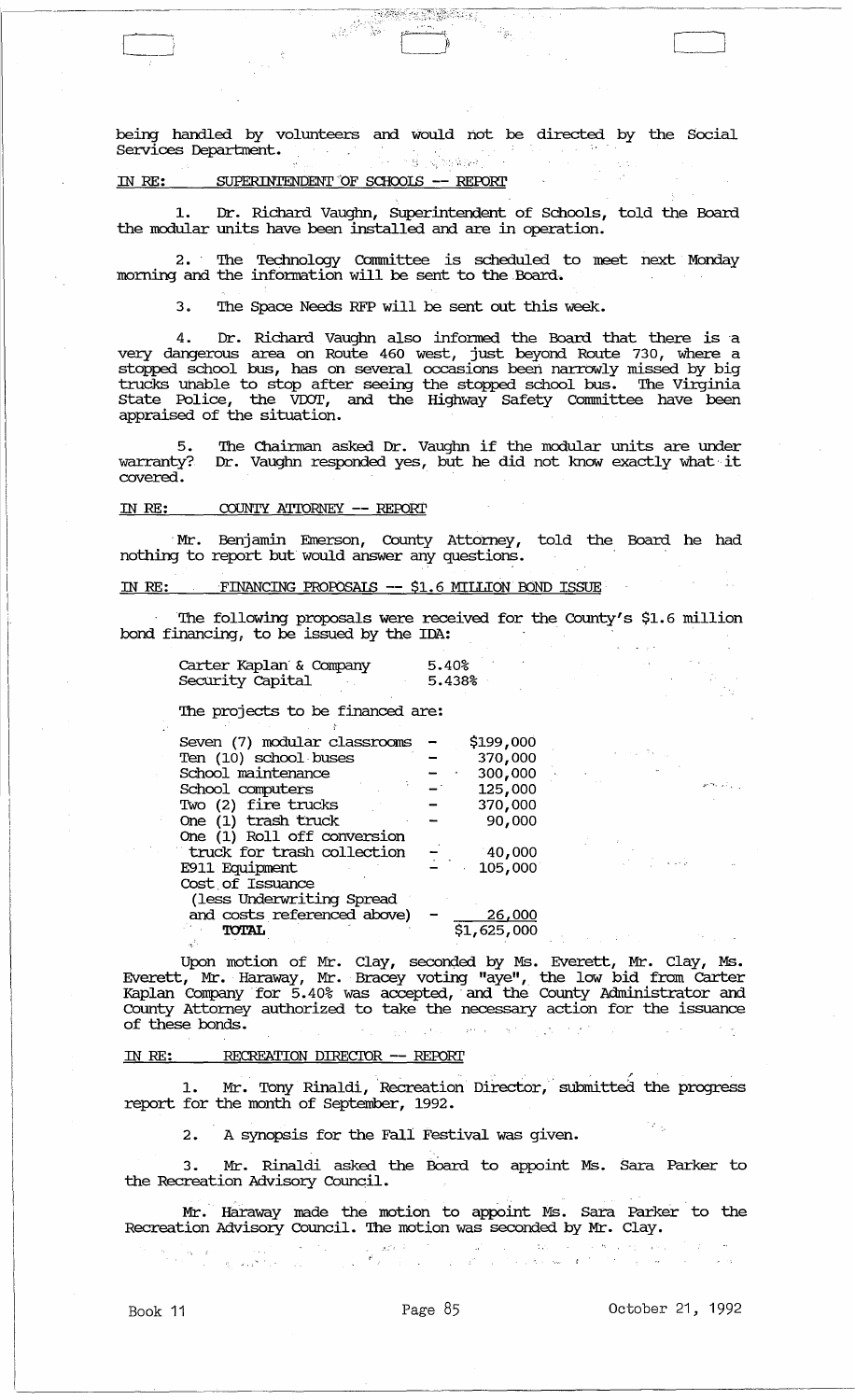being handled by volunteers and would not be directed by the Social Services Department.

IN RE: SUPERINTENDENT OF SCHOOLS -- REPORT

1. Dr. Richard Vaughn, Superintendent of Schools, told the Board the modular units have been installed and are in operation.

2. The Technology Committee is scheduled to meet next Monday morning and the information will be sent to the Board.

3. The Space Needs RFP will be sent out this week.

4. Dr. Richard Vaughn also informed the Board that there is a very dangerous area on Route 460 west, just beyond Route 730, where a stopped school bus, has on several occasions been narrowly missed by big trucks unable to stop after seeing the stopped school bus. The Virginia State Police, the VDOT, and the Highway Safety Committee have been appraised of the situation.

5. The Chairman asked Dr. Vaughn if the modular units are under warranty? Dr. Vaughn responded yes, but he did not know exactly what it covered.

IN RE: COUNTY ATTORNEY -- REPORT

Mr. Benjamin Emerson, County Attorney, told the Board he had nothing to report but would answer any questions.

IN RE: FINANCING PROPOSALS -- $1.6 MILLION BOND ISSUE

The following proposals were received for the County's $1.6 million bond financing, to be issued by the IDA:

| | |
|---|---|
| Carter Kaplan & Company | 5.40% |
| Security Capital | 5.438% |

The projects to be financed are:

| | | |
|---|---|---|
| Seven (7) modular classrooms | - | $199,000 |
| Ten (10) school buses | - | 370,000 |
| School maintenance | - | 300,000 |
| School computers | - | 125,000 |
| Two (2) fire trucks | - | 370,000 |
| One (1) trash truck | - | 90,000 |
| One (1) Roll off conversion truck for trash collection | - | 40,000 |
| E911 Equipment | - | 105,000 |
| Cost of Issuance (less Underwriting Spread and costs referenced above) | - | 26,000 |
| **TOTAL** | | $1,625,000 |

Upon motion of Mr. Clay, seconded by Ms. Everett, Mr. Clay, Ms. Everett, Mr. Haraway, Mr. Bracey voting "aye", the low bid from Carter Kaplan Company for 5.40% was accepted, and the County Administrator and County Attorney authorized to take the necessary action for the issuance of these bonds.

IN RE: RECREATION DIRECTOR -- REPORT

1. Mr. Tony Rinaldi, Recreation Director, submitted the progress report for the month of September, 1992.

2. A synopsis for the Fall Festival was given.

3. Mr. Rinaldi asked the Board to appoint Ms. Sara Parker to the Recreation Advisory Council.

Mr. Haraway made the motion to appoint Ms. Sara Parker to the Recreation Advisory Council. The motion was seconded by Mr. Clay.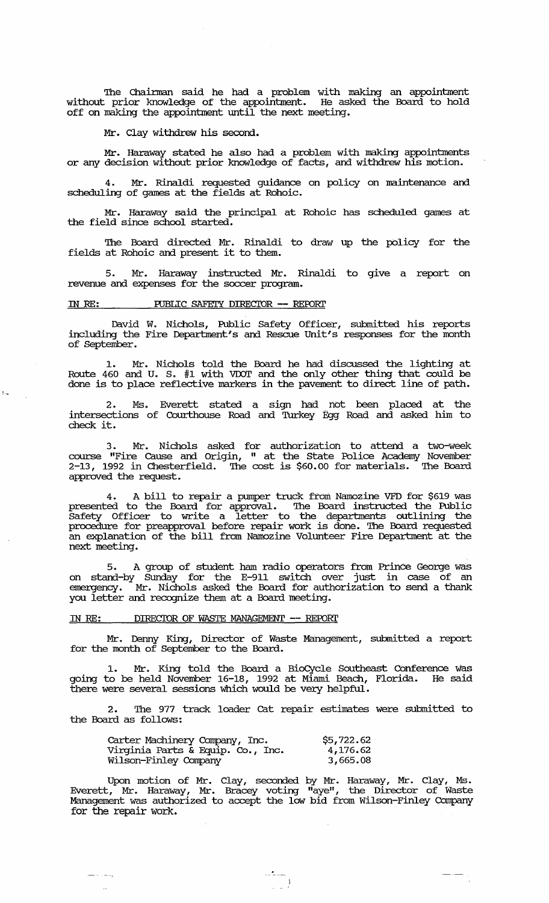The Chairman said he had a problem with making an appointment without prior knowledge of the appointment. He asked the Board to hold off on making the appointment until the next meeting.

Mr. Clay withdrew his second.

Mr. Haraway stated he also had a problem with making appointments or any decision without prior knowledge of facts, and withdrew his motion.

4. Mr. Rinaldi requested guidance on policy on maintenance and scheduling of games at the fields at Rohoic.

Mr. Haraway said the principal at Rohoic has scheduled games at the field since school started.

The Board directed Mr. Rinaldi to draw up the policy for the fields at Rohoic and present it to them.

5. Mr. Haraway instructed Mr. Rinaldi to give a report on revenue and expenses for the soccer program.

IN RE: PUBLIC SAFETY DIRECTOR -- REPORT

David W. Nichols, Public Safety Officer, submitted his reports including the Fire Department's and Rescue Unit's responses for the month of September.

1. Mr. Nichols told the Board he had discussed the lighting at Route 460 and U. S. #1 with VDOT and the only other thing that could be done is to place reflective markers in the pavement to direct line of path.

2. Ms. Everett stated a sign had not been placed at the intersections of Courthouse Road and Turkey Egg Road and asked him to check it.

3. Mr. Nichols asked for authorization to attend a two-week course "Fire Cause and Origin, " at the State Police Academy November 2-13, 1992 in Chesterfield. The cost is $60.00 for materials. The Board approved the request.

4. A bill to repair a pumper truck from Namozine VFD for $619 was presented to the Board for approval. The Board instructed the Public Safety Officer to write a letter to the departments outlining the procedure for preapproval before repair work is done. The Board requested an explanation of the bill from Namozine Volunteer Fire Department at the next meeting.

5. A group of student ham radio operators from Prince George was on stand-by Sunday for the E-911 switch over just in case of an emergency. Mr. Nichols asked the Board for authorization to send a thank you letter and recognize them at a Board meeting.

IN RE: DIRECTOR OF WASTE MANAGEMENT -- REPORT

Mr. Denny King, Director of Waste Management, submitted a report for the month of September to the Board.

1. Mr. King told the Board a BioCycle Southeast Conference was going to be held November 16-18, 1992 at Miami Beach, Florida. He said there were several sessions which would be very helpful.

2. The 977 track loader Cat repair estimates were submitted to the Board as follows:

| | |
|---|---|
| Carter Machinery Company, Inc. | $5,722.62 |
| Virginia Parts & Equip. Co., Inc. | 4,176.62 |
| Wilson-Finley Company | 3,665.08 |

Upon motion of Mr. Clay, seconded by Mr. Haraway, Mr. Clay, Ms. Everett, Mr. Haraway, Mr. Bracey voting "aye", the Director of Waste Management was authorized to accept the low bid from Wilson-Finley Company for the repair work.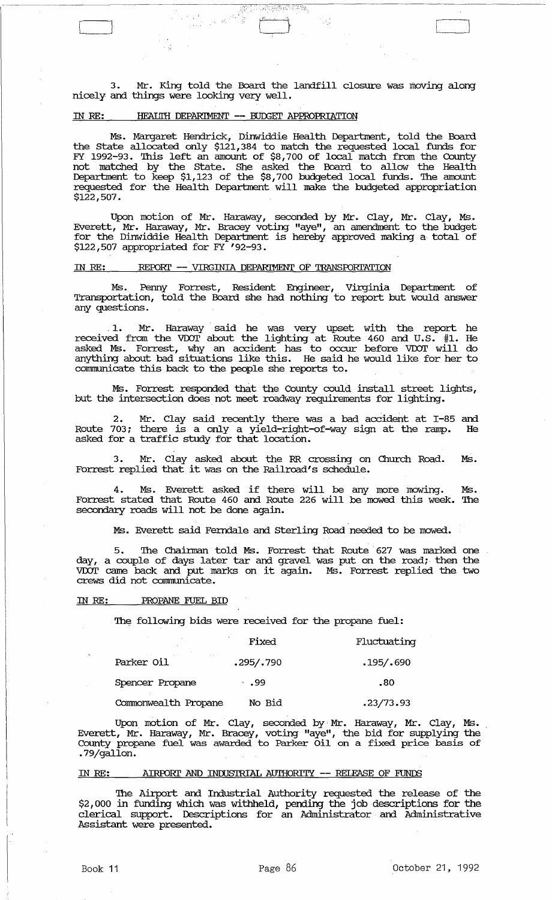3. Mr. King told the Board the landfill closure was moving along nicely and things were looking very well.

IN RE: HEALTH DEPARTMENT -- BUDGET APPROPRIATION

Ms. Margaret Hendrick, Dinwiddie Health Department, told the Board the State allocated only $121,384 to match the requested local funds for FY 1992-93. This left an amount of $8,700 of local match from the County not matched by the State. She asked the Board to allow the Health Department to keep $1,123 of the $8,700 budgeted local funds. The amount requested for the Health Department will make the budgeted appropriation $122,507.

Upon motion of Mr. Haraway, seconded by Mr. Clay, Mr. Clay, Ms. Everett, Mr. Haraway, Mr. Bracey voting "aye", an amendment to the budget for the Dinwiddie Health Department is hereby approved making a total of $122,507 appropriated for FY '92-93.

IN RE: REPORT -- VIRGINIA DEPARTMENT OF TRANSPORTATION

Ms. Penny Forrest, Resident Engineer, Virginia Department of Transportation, told the Board she had nothing to report but would answer any questions.

1. Mr. Haraway said he was very upset with the report he received from the VDOT about the lighting at Route 460 and U.S. #1. He asked Ms. Forrest, why an accident has to occur before VDOT will do anything about bad situations like this. He said he would like for her to communicate this back to the people she reports to.

Ms. Forrest responded that the County could install street lights, but the intersection does not meet roadway requirements for lighting.

2. Mr. Clay said recently there was a bad accident at I-85 and Route 703; there is a only a yield-right-of-way sign at the ramp. He asked for a traffic study for that location.

3. Mr. Clay asked about the RR crossing on Church Road. Ms. Forrest replied that it was on the Railroad's schedule.

4. Ms. Everett asked if there will be any more mowing. Ms. Forrest stated that Route 460 and Route 226 will be mowed this week. The secondary roads will not be done again.

Ms. Everett said Ferndale and Sterling Road needed to be mowed.

5. The Chairman told Ms. Forrest that Route 627 was marked one day, a couple of days later tar and gravel was put on the road; then the VDOT came back and put marks on it again. Ms. Forrest replied the two crews did not communicate.

IN RE: PROPANE FUEL BID

The following bids were received for the propane fuel:

| | Fixed | Fluctuating |
|---|---|---|
| Parker Oil | .295/.790 | .195/.690 |
| Spencer Propane | .99 | .80 |
| Commonwealth Propane | No Bid | .23/73.93 |

Upon motion of Mr. Clay, seconded by Mr. Haraway, Mr. Clay, Ms. Everett, Mr. Haraway, Mr. Bracey, voting "aye", the bid for supplying the County propane fuel was awarded to Parker Oil on a fixed price basis of .79/gallon.

IN RE: AIRPORT AND INDUSTRIAL AUTHORITY -- RELEASE OF FUNDS

The Airport and Industrial Authority requested the release of the $2,000 in funding which was withheld, pending the job descriptions for the clerical support. Descriptions for an Administrator and Administrative Assistant were presented.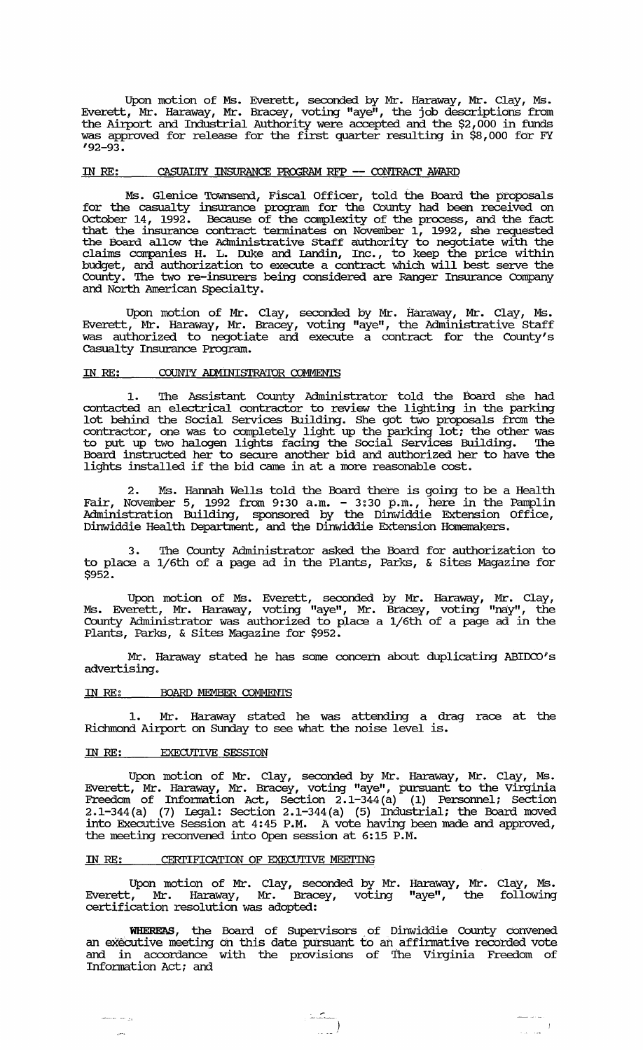Upon motion of Ms. Everett, seconded by Mr. Haraway, Mr. Clay, Ms. Everett, Mr. Haraway, Mr. Bracey, voting "aye", the job descriptions from the Airport and Industrial Authority were accepted and the $2,000 in funds was approved for release for the first quarter resulting in $8,000 for FY '92-93.

## IN RE: CASUALTY INSURANCE PROGRAM RFP -- CONTRACT AWARD

Ms. Glenice Townsend, Fiscal Officer, told the Board the proposals for the casualty insurance program for the County had been received on October 14, 1992. Because of the complexity of the process, and the fact that the insurance contract terminates on November 1, 1992, she requested the Board allow the Administrative Staff authority to negotiate with the claims companies H. L. Duke and Landin, Inc., to keep the price within budget, and authorization to execute a contract which will best serve the County. The two re-insurers being considered are Ranger Insurance Company and North American Specialty.

Upon motion of Mr. Clay, seconded by Mr. Haraway, Mr. Clay, Ms. Everett, Mr. Haraway, Mr. Bracey, voting "aye", the Administrative Staff was authorized to negotiate and execute a contract for the County's Casualty Insurance Program.

## IN RE: COUNTY ADMINISTRATOR COMMENTS

1. The Assistant County Administrator told the Board she had contacted an electrical contractor to review the lighting in the parking lot behind the Social Services Building. She got two proposals from the contractor, one was to completely light up the parking lot; the other was to put up two halogen lights facing the Social Services Building. The Board instructed her to secure another bid and authorized her to have the lights installed if the bid came in at a more reasonable cost.

2. Ms. Hannah Wells told the Board there is going to be a Health Fair, November 5, 1992 from 9:30 a.m. - 3:30 p.m., here in the Pamplin Administration Building, sponsored by the Dinwiddie Extension Office, Dinwiddie Health Department, and the Dinwiddie Extension Homemakers.

3. The County Administrator asked the Board for authorization to to place a 1/6th of a page ad in the Plants, Parks, & Sites Magazine for $952.

Upon motion of Ms. Everett, seconded by Mr. Haraway, Mr. Clay, Ms. Everett, Mr. Haraway, voting "aye", Mr. Bracey, voting "nay", the County Administrator was authorized to place a 1/6th of a page ad in the Plants, Parks, & Sites Magazine for $952.

Mr. Haraway stated he has some concern about duplicating ABIDCO's advertising.

## IN RE: BOARD MEMBER COMMENTS

1. Mr. Haraway stated he was attending a drag race at the Richmond Airport on Sunday to see what the noise level is.

## IN RE: EXECUTIVE SESSION

Upon motion of Mr. Clay, seconded by Mr. Haraway, Mr. Clay, Ms. Everett, Mr. Haraway, Mr. Bracey, voting "aye", pursuant to the Virginia Freedom of Information Act, Section 2.1-344(a) (1) Personnel; Section 2.1-344(a) (7) Legal: Section 2.1-344(a) (5) Industrial; the Board moved into Executive Session at 4:45 P.M. A vote having been made and approved, the meeting reconvened into Open session at 6:15 P.M.

## IN RE: CERTIFICATION OF EXECUTIVE MEETING

Upon motion of Mr. Clay, seconded by Mr. Haraway, Mr. Clay, Ms. Everett, Mr. Haraway, Mr. Bracey, voting "aye", the following certification resolution was adopted:

**WHEREAS**, the Board of Supervisors of Dinwiddie County convened an executive meeting on this date pursuant to an affirmative recorded vote and in accordance with the provisions of The Virginia Freedom of Information Act; and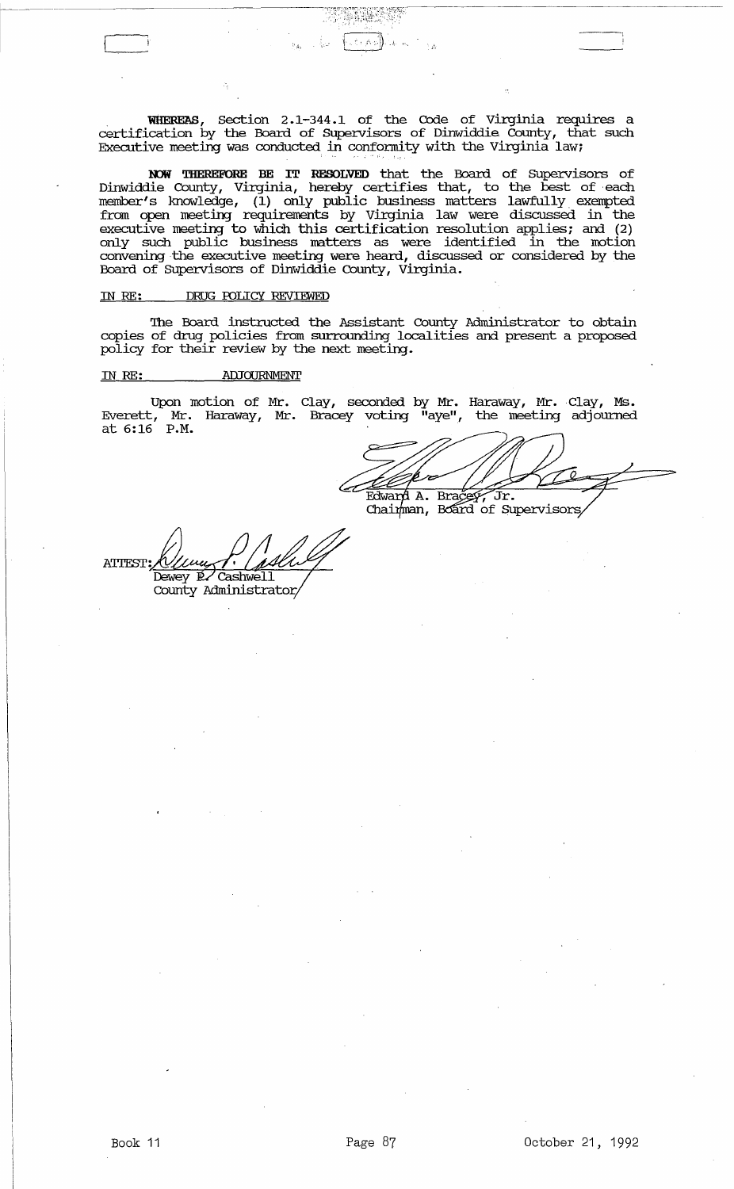**WHEREAS**, Section 2.1-344.1 of the Code of Virginia requires a certification by the Board of Supervisors of Dinwiddie County, that such Executive meeting was conducted in conformity with the Virginia law;

**NOW THEREFORE BE IT RESOLVED** that the Board of Supervisors of Dinwiddie County, Virginia, hereby certifies that, to the best of each member's knowledge, (1) only public business matters lawfully exempted from open meeting requirements by Virginia law were discussed in the executive meeting to which this certification resolution applies; and (2) only such public business matters as were identified in the motion convening the executive meeting were heard, discussed or considered by the Board of Supervisors of Dinwiddie County, Virginia.

IN RE: DRUG POLICY REVIEWED

The Board instructed the Assistant County Administrator to obtain copies of drug policies from surrounding localities and present a proposed policy for their review by the next meeting.

IN RE: ADJOURNMENT

Upon motion of Mr. Clay, seconded by Mr. Haraway, Mr. Clay, Ms. Everett, Mr. Haraway, Mr. Bracey voting "aye", the meeting adjourned at 6:16 P.M.

Edward A. Bracey, Jr.
Chairman, Board of Supervisors

ATTEST: Dewey P. Cashwell
County Administrator